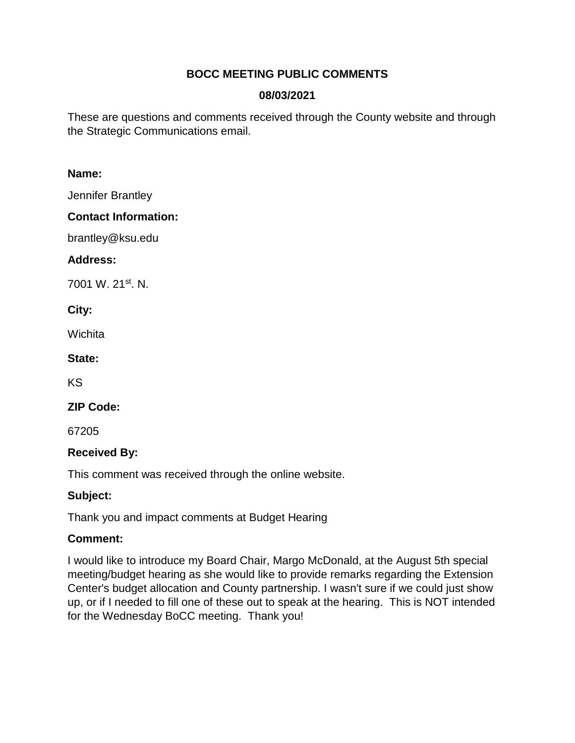# BOCC MEETING PUBLIC COMMENTS

## 08/03/2021

These are questions and comments received through the County website and through the Strategic Communications email.

**Name:**

Jennifer Brantley

**Contact Information:**

brantley@ksu.edu

**Address:**

7001 W. 21st. N.

**City:**

Wichita

**State:**

KS

**ZIP Code:**

67205

**Received By:**

This comment was received through the online website.

**Subject:**

Thank you and impact comments at Budget Hearing

**Comment:**

I would like to introduce my Board Chair, Margo McDonald, at the August 5th special meeting/budget hearing as she would like to provide remarks regarding the Extension Center's budget allocation and County partnership. I wasn't sure if we could just show up, or if I needed to fill one of these out to speak at the hearing. This is NOT intended for the Wednesday BoCC meeting. Thank you!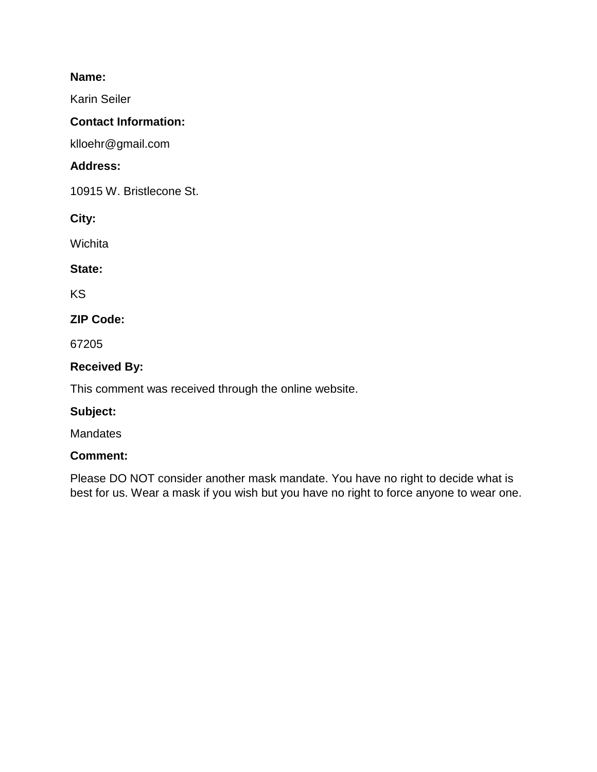**Name:**

Karin Seiler

**Contact Information:**

klloehr@gmail.com

**Address:**

10915 W. Bristlecone St.

**City:**

Wichita

**State:**

KS

**ZIP Code:**

67205

**Received By:**

This comment was received through the online website.

**Subject:**

Mandates

**Comment:**

Please DO NOT consider another mask mandate. You have no right to decide what is best for us. Wear a mask if you wish but you have no right to force anyone to wear one.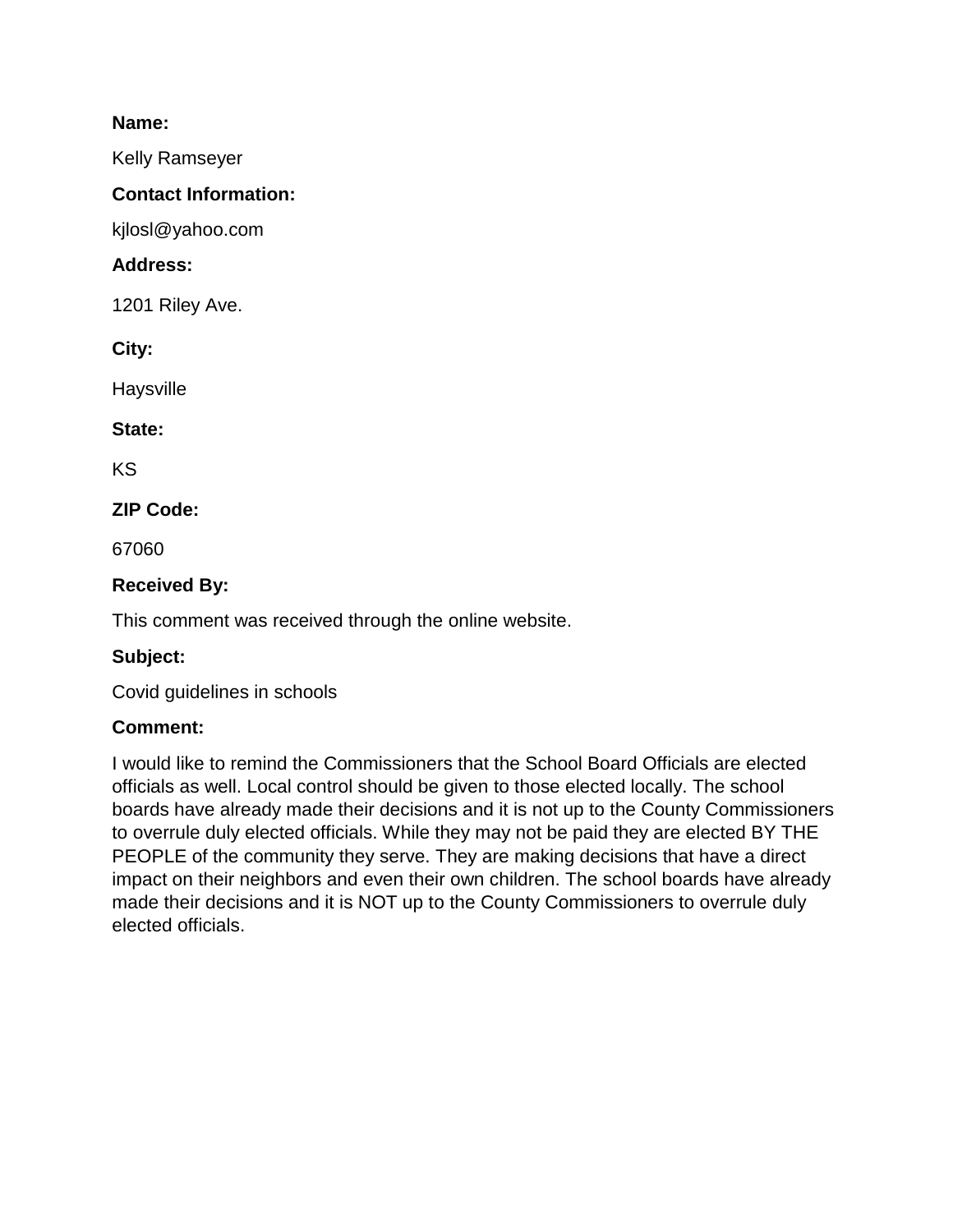**Name:**

Kelly Ramseyer

**Contact Information:**

kjlosl@yahoo.com

**Address:**

1201 Riley Ave.

**City:**

Haysville

**State:**

KS

**ZIP Code:**

67060

**Received By:**

This comment was received through the online website.

**Subject:**

Covid guidelines in schools

**Comment:**

I would like to remind the Commissioners that the School Board Officials are elected officials as well. Local control should be given to those elected locally. The school boards have already made their decisions and it is not up to the County Commissioners to overrule duly elected officials. While they may not be paid they are elected BY THE PEOPLE of the community they serve. They are making decisions that have a direct impact on their neighbors and even their own children. The school boards have already made their decisions and it is NOT up to the County Commissioners to overrule duly elected officials.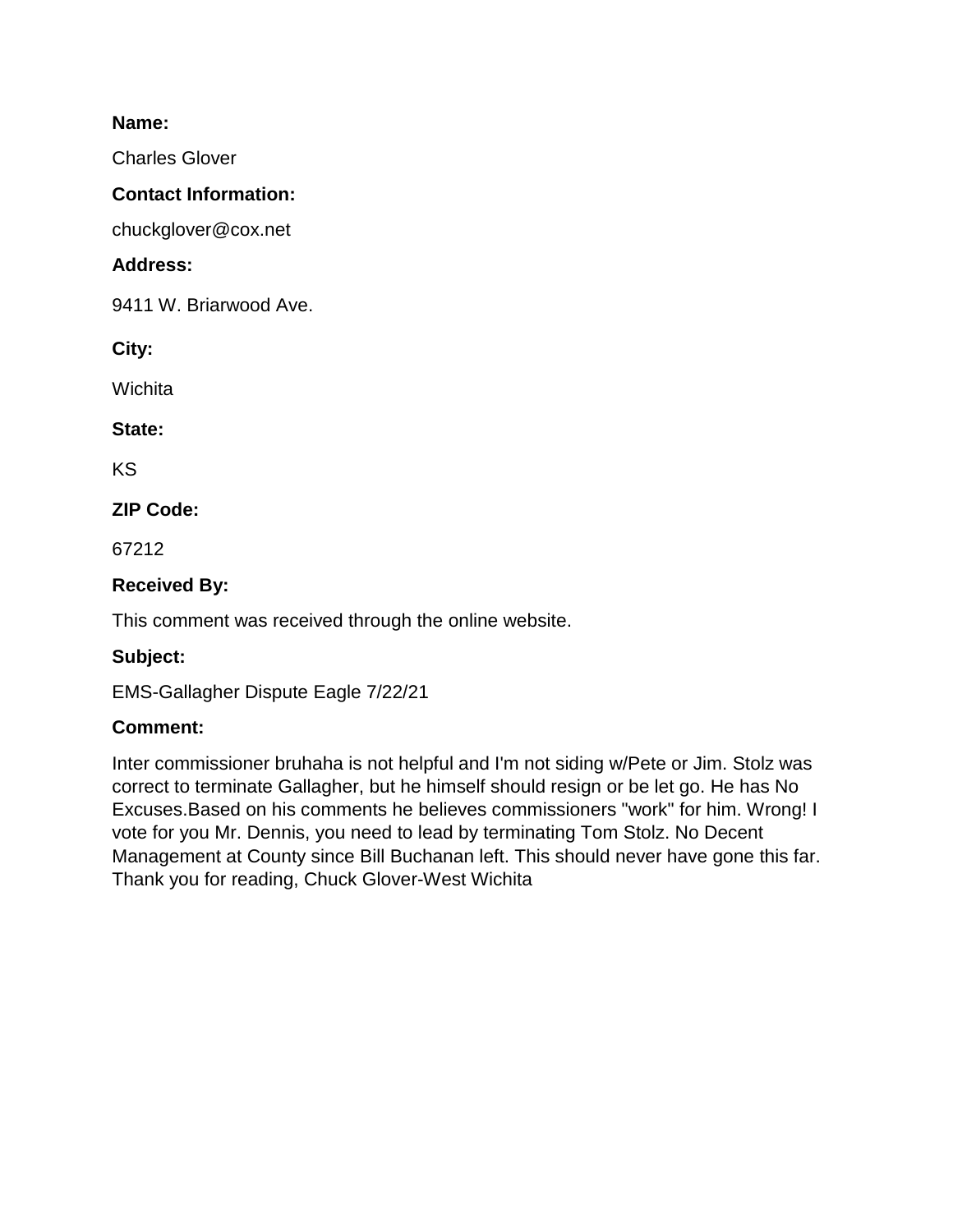**Name:**

Charles Glover

**Contact Information:**

chuckglover@cox.net

**Address:**

9411 W. Briarwood Ave.

**City:**

Wichita

**State:**

KS

**ZIP Code:**

67212

**Received By:**

This comment was received through the online website.

**Subject:**

EMS-Gallagher Dispute Eagle 7/22/21

**Comment:**

Inter commissioner bruhaha is not helpful and I'm not siding w/Pete or Jim. Stolz was correct to terminate Gallagher, but he himself should resign or be let go. He has No Excuses.Based on his comments he believes commissioners "work" for him. Wrong! I vote for you Mr. Dennis, you need to lead by terminating Tom Stolz. No Decent Management at County since Bill Buchanan left. This should never have gone this far. Thank you for reading, Chuck Glover-West Wichita